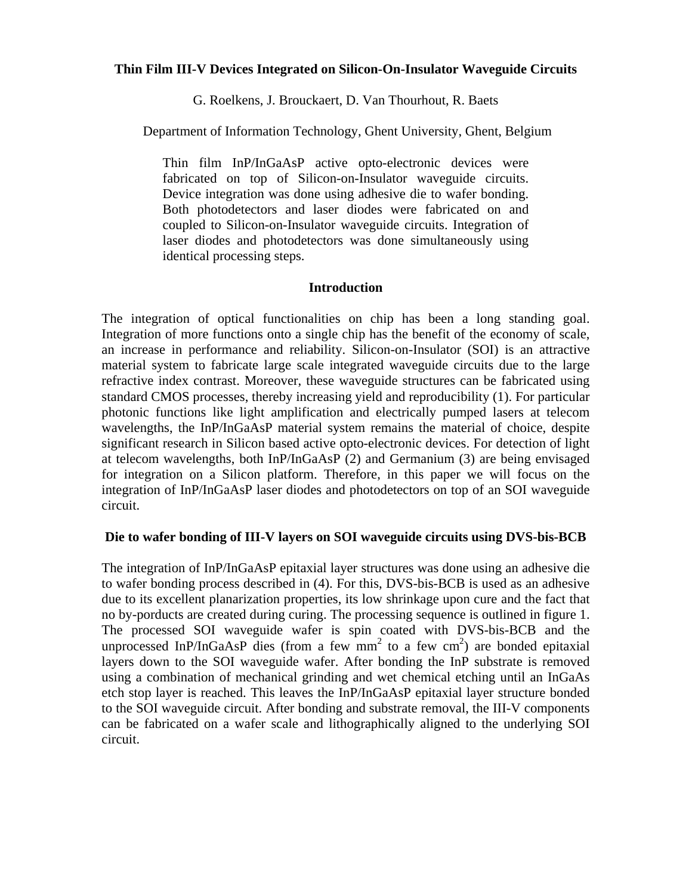# Thin Film III-V Devices Integrated on Silicon-On-Insulator Waveguide Circuits

G. Roelkens, J. Brouckaert, D. Van Thourhout, R. Baets

Department of Information Technology, Ghent University, Ghent, Belgium

Thin film InP/InGaAsP active opto-electronic devices were fabricated on top of Silicon-on-Insulator waveguide circuits. Device integration was done using adhesive die to wafer bonding. Both photodetectors and laser diodes were fabricated on and coupled to Silicon-on-Insulator waveguide circuits. Integration of laser diodes and photodetectors was done simultaneously using identical processing steps.

## Introduction

The integration of optical functionalities on chip has been a long standing goal. Integration of more functions onto a single chip has the benefit of the economy of scale, an increase in performance and reliability. Silicon-on-Insulator (SOI) is an attractive material system to fabricate large scale integrated waveguide circuits due to the large refractive index contrast. Moreover, these waveguide structures can be fabricated using standard CMOS processes, thereby increasing yield and reproducibility (1). For particular photonic functions like light amplification and electrically pumped lasers at telecom wavelengths, the InP/InGaAsP material system remains the material of choice, despite significant research in Silicon based active opto-electronic devices. For detection of light at telecom wavelengths, both InP/InGaAsP (2) and Germanium (3) are being envisaged for integration on a Silicon platform. Therefore, in this paper we will focus on the integration of InP/InGaAsP laser diodes and photodetectors on top of an SOI waveguide circuit.

## Die to wafer bonding of III-V layers on SOI waveguide circuits using DVS-bis-BCB

The integration of InP/InGaAsP epitaxial layer structures was done using an adhesive die to wafer bonding process described in (4). For this, DVS-bis-BCB is used as an adhesive due to its excellent planarization properties, its low shrinkage upon cure and the fact that no by-porducts are created during curing. The processing sequence is outlined in figure 1. The processed SOI waveguide wafer is spin coated with DVS-bis-BCB and the unprocessed InP/InGaAsP dies (from a few $mm^2$ to a few $cm^2$) are bonded epitaxial layers down to the SOI waveguide wafer. After bonding the InP substrate is removed using a combination of mechanical grinding and wet chemical etching until an InGaAs etch stop layer is reached. This leaves the InP/InGaAsP epitaxial layer structure bonded to the SOI waveguide circuit. After bonding and substrate removal, the III-V components can be fabricated on a wafer scale and lithographically aligned to the underlying SOI circuit.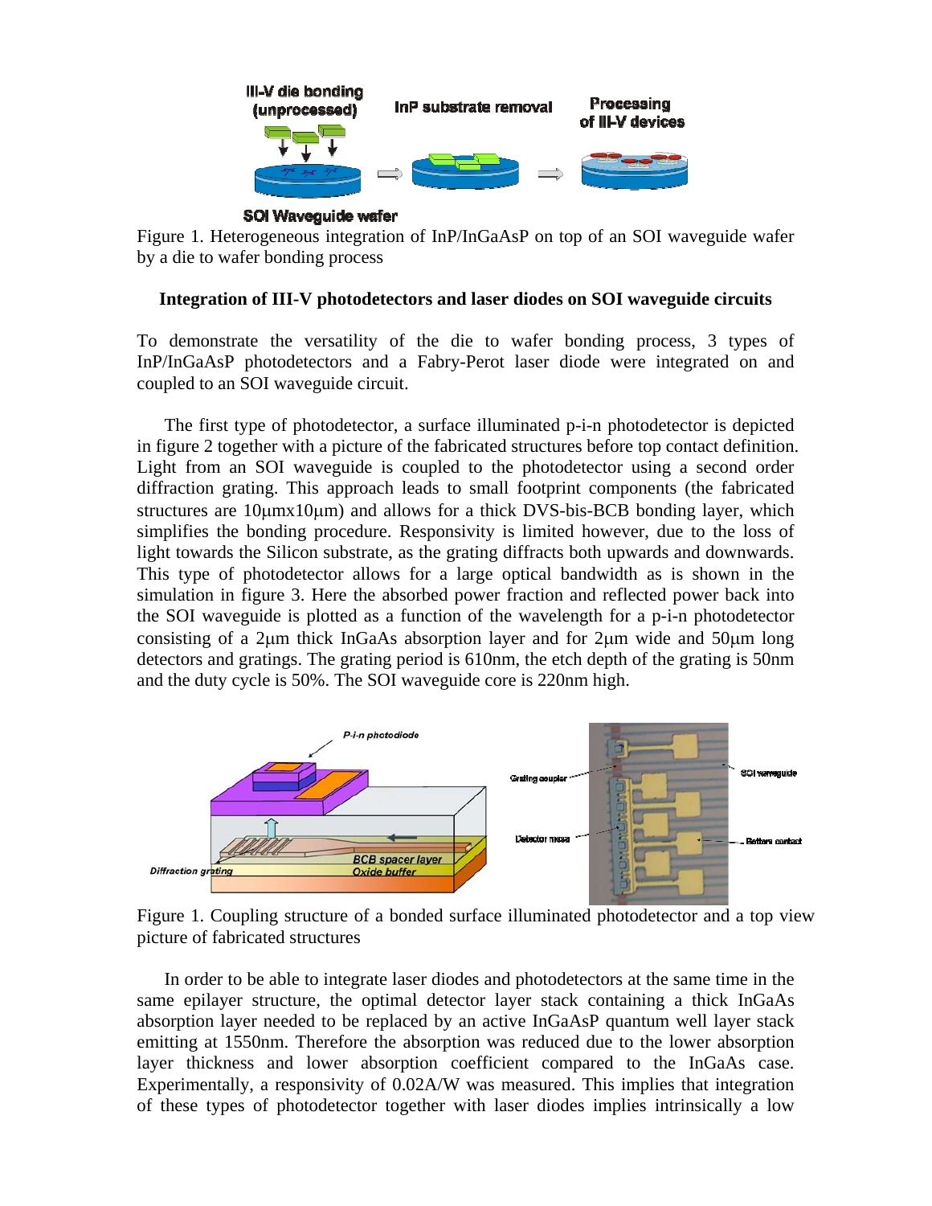Figure 1. Heterogeneous integration of InP/InGaAsP on top of an SOI waveguide wafer by a die to wafer bonding process

**Integration of III-V photodetectors and laser diodes on SOI waveguide circuits**

To demonstrate the versatility of the die to wafer bonding process, 3 types of InP/InGaAsP photodetectors and a Fabry-Perot laser diode were integrated on and coupled to an SOI waveguide circuit.

The first type of photodetector, a surface illuminated p-i-n photodetector is depicted in figure 2 together with a picture of the fabricated structures before top contact definition. Light from an SOI waveguide is coupled to the photodetector using a second order diffraction grating. This approach leads to small footprint components (the fabricated structures are 10µmx10µm) and allows for a thick DVS-bis-BCB bonding layer, which simplifies the bonding procedure. Responsivity is limited however, due to the loss of light towards the Silicon substrate, as the grating diffracts both upwards and downwards. This type of photodetector allows for a large optical bandwidth as is shown in the simulation in figure 3. Here the absorbed power fraction and reflected power back into the SOI waveguide is plotted as a function of the wavelength for a p-i-n photodetector consisting of a 2µm thick InGaAs absorption layer and for 2µm wide and 50µm long detectors and gratings. The grating period is 610nm, the etch depth of the grating is 50nm and the duty cycle is 50%. The SOI waveguide core is 220nm high.

Figure 1. Coupling structure of a bonded surface illuminated photodetector and a top view picture of fabricated structures

In order to be able to integrate laser diodes and photodetectors at the same time in the same epilayer structure, the optimal detector layer stack containing a thick InGaAs absorption layer needed to be replaced by an active InGaAsP quantum well layer stack emitting at 1550nm. Therefore the absorption was reduced due to the lower absorption layer thickness and lower absorption coefficient compared to the InGaAs case. Experimentally, a responsivity of 0.02A/W was measured. This implies that integration of these types of photodetector together with laser diodes implies intrinsically a low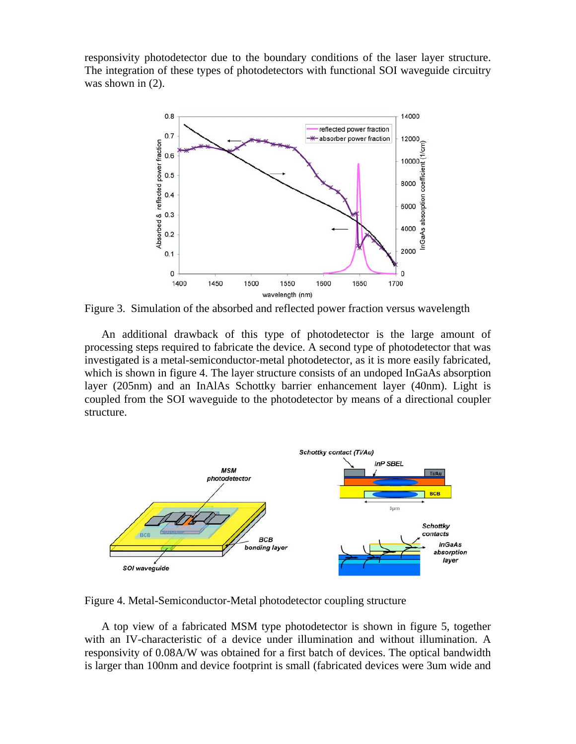responsivity photodetector due to the boundary conditions of the laser layer structure. The integration of these types of photodetectors with functional SOI waveguide circuitry was shown in (2).

Figure 3. Simulation of the absorbed and reflected power fraction versus wavelength

An additional drawback of this type of photodetector is the large amount of processing steps required to fabricate the device. A second type of photodetector that was investigated is a metal-semiconductor-metal photodetector, as it is more easily fabricated, which is shown in figure 4. The layer structure consists of an undoped InGaAs absorption layer (205nm) and an InAlAs Schottky barrier enhancement layer (40nm). Light is coupled from the SOI waveguide to the photodetector by means of a directional coupler structure.

Figure 4. Metal-Semiconductor-Metal photodetector coupling structure

A top view of a fabricated MSM type photodetector is shown in figure 5, together with an IV-characteristic of a device under illumination and without illumination. A responsivity of 0.08A/W was obtained for a first batch of devices. The optical bandwidth is larger than 100nm and device footprint is small (fabricated devices were 3um wide and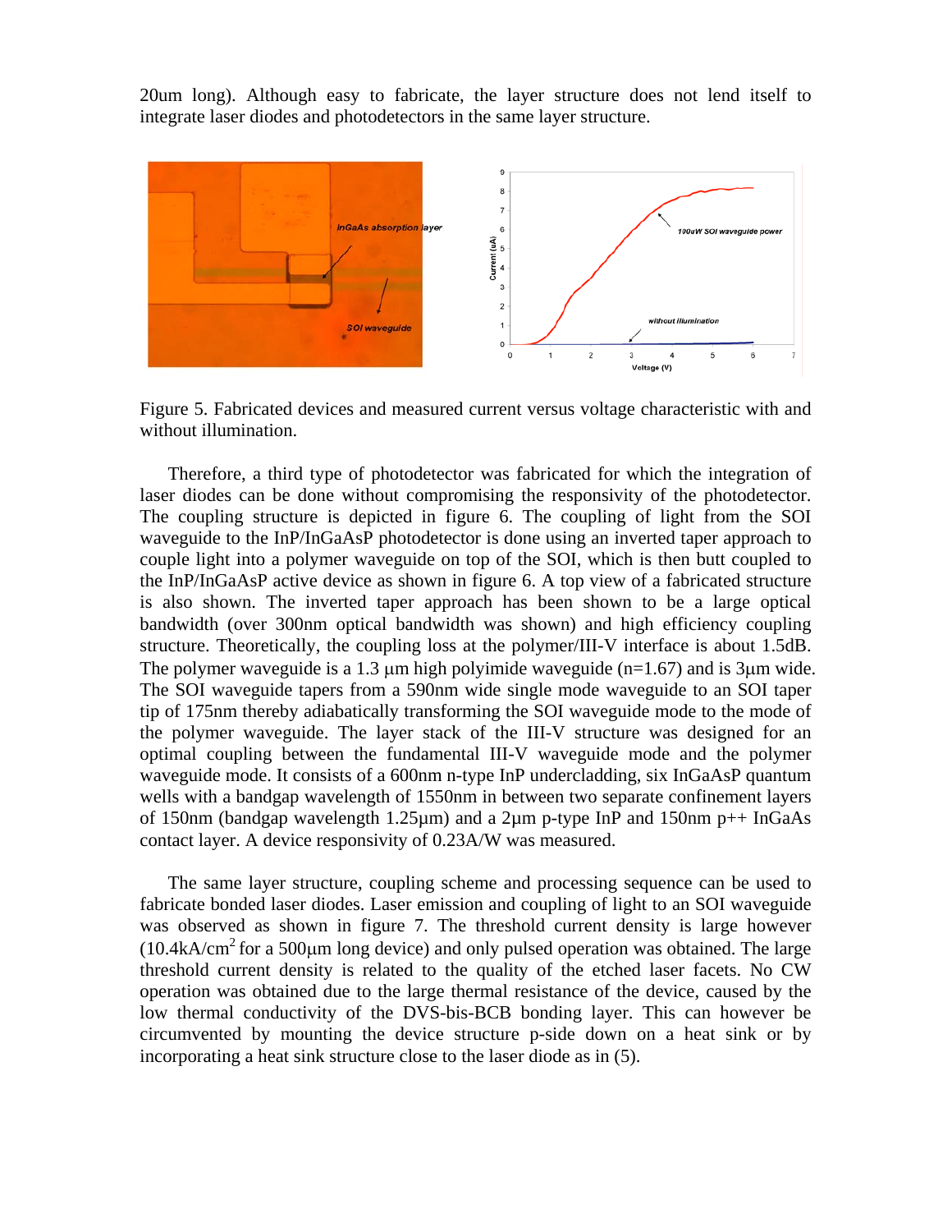20um long). Although easy to fabricate, the layer structure does not lend itself to integrate laser diodes and photodetectors in the same layer structure.

Figure 5. Fabricated devices and measured current versus voltage characteristic with and without illumination.

Therefore, a third type of photodetector was fabricated for which the integration of laser diodes can be done without compromising the responsivity of the photodetector. The coupling structure is depicted in figure 6. The coupling of light from the SOI waveguide to the InP/InGaAsP photodetector is done using an inverted taper approach to couple light into a polymer waveguide on top of the SOI, which is then butt coupled to the InP/InGaAsP active device as shown in figure 6. A top view of a fabricated structure is also shown. The inverted taper approach has been shown to be a large optical bandwidth (over 300nm optical bandwidth was shown) and high efficiency coupling structure. Theoretically, the coupling loss at the polymer/III-V interface is about 1.5dB. The polymer waveguide is a 1.3 μm high polyimide waveguide (n=1.67) and is 3μm wide. The SOI waveguide tapers from a 590nm wide single mode waveguide to an SOI taper tip of 175nm thereby adiabatically transforming the SOI waveguide mode to the mode of the polymer waveguide. The layer stack of the III-V structure was designed for an optimal coupling between the fundamental III-V waveguide mode and the polymer waveguide mode. It consists of a 600nm n-type InP undercladding, six InGaAsP quantum wells with a bandgap wavelength of 1550nm in between two separate confinement layers of 150nm (bandgap wavelength 1.25μm) and a 2μm p-type InP and 150nm p++ InGaAs contact layer. A device responsivity of 0.23A/W was measured.

The same layer structure, coupling scheme and processing sequence can be used to fabricate bonded laser diodes. Laser emission and coupling of light to an SOI waveguide was observed as shown in figure 7. The threshold current density is large however ($10.4 kA/cm^2$ for a 500μm long device) and only pulsed operation was obtained. The large threshold current density is related to the quality of the etched laser facets. No CW operation was obtained due to the large thermal resistance of the device, caused by the low thermal conductivity of the DVS-bis-BCB bonding layer. This can however be circumvented by mounting the device structure p-side down on a heat sink or by incorporating a heat sink structure close to the laser diode as in (5).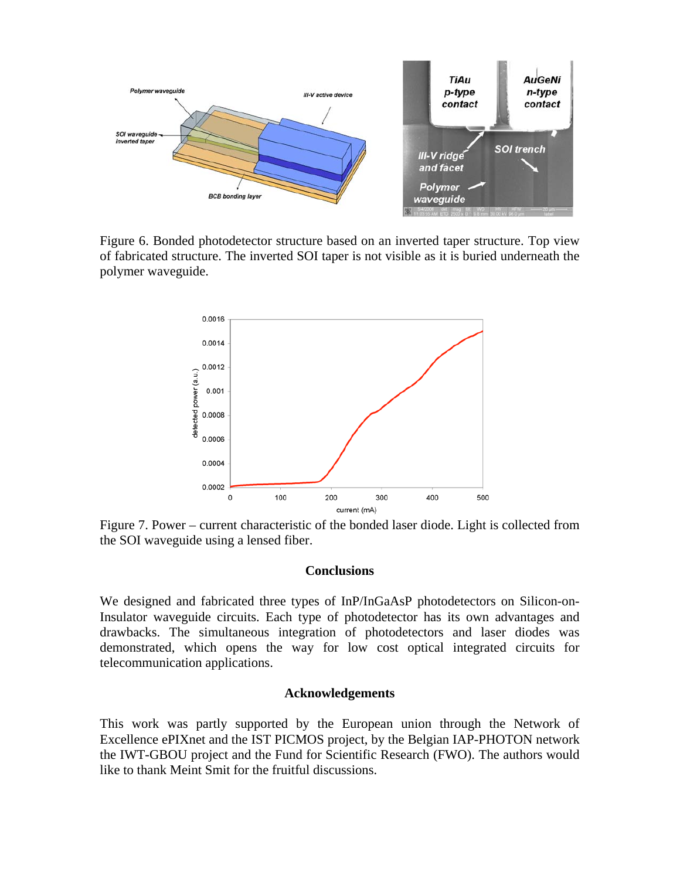Figure 6. Bonded photodetector structure based on an inverted taper structure. Top view of fabricated structure. The inverted SOI taper is not visible as it is buried underneath the polymer waveguide.

Figure 7. Power – current characteristic of the bonded laser diode. Light is collected from the SOI waveguide using a lensed fiber.

## Conclusions

We designed and fabricated three types of InP/InGaAsP photodetectors on Silicon-on-Insulator waveguide circuits. Each type of photodetector has its own advantages and drawbacks. The simultaneous integration of photodetectors and laser diodes was demonstrated, which opens the way for low cost optical integrated circuits for telecommunication applications.

## Acknowledgements

This work was partly supported by the European union through the Network of Excellence ePIXnet and the IST PICMOS project, by the Belgian IAP-PHOTON network the IWT-GBOU project and the Fund for Scientific Research (FWO). The authors would like to thank Meint Smit for the fruitful discussions.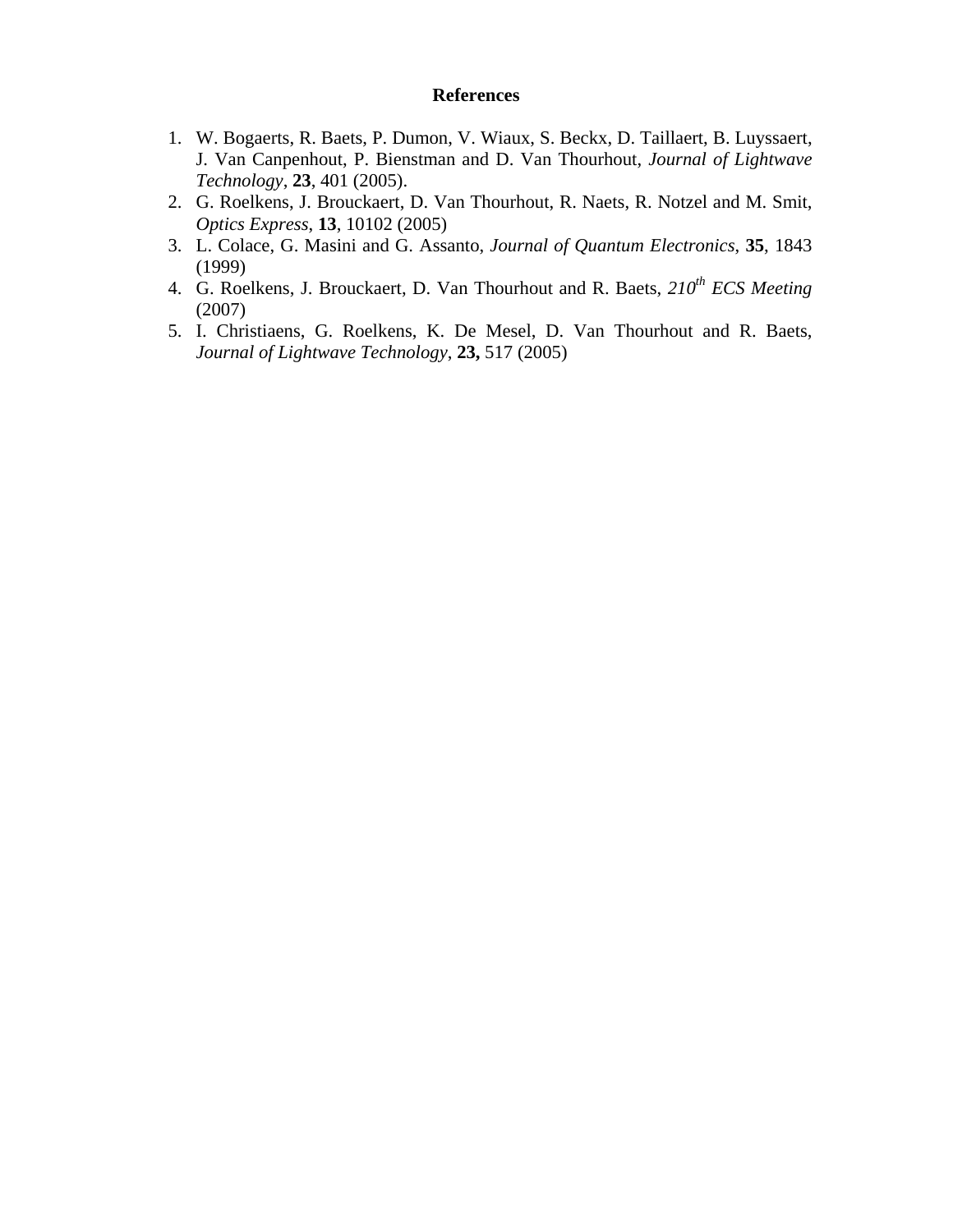## References

1. W. Bogaerts, R. Baets, P. Dumon, V. Wiaux, S. Beckx, D. Taillaert, B. Luyssaert, J. Van Canpenhout, P. Bienstman and D. Van Thourhout, *Journal of Lightwave Technology*, **23**, 401 (2005).
2. G. Roelkens, J. Brouckaert, D. Van Thourhout, R. Naets, R. Notzel and M. Smit, *Optics Express*, **13**, 10102 (2005)
3. L. Colace, G. Masini and G. Assanto, *Journal of Quantum Electronics*, **35**, 1843 (1999)
4. G. Roelkens, J. Brouckaert, D. Van Thourhout and R. Baets, *210$^{th}$ ECS Meeting* (2007)
5. I. Christiaens, G. Roelkens, K. De Mesel, D. Van Thourhout and R. Baets, *Journal of Lightwave Technology*, **23,** 517 (2005)